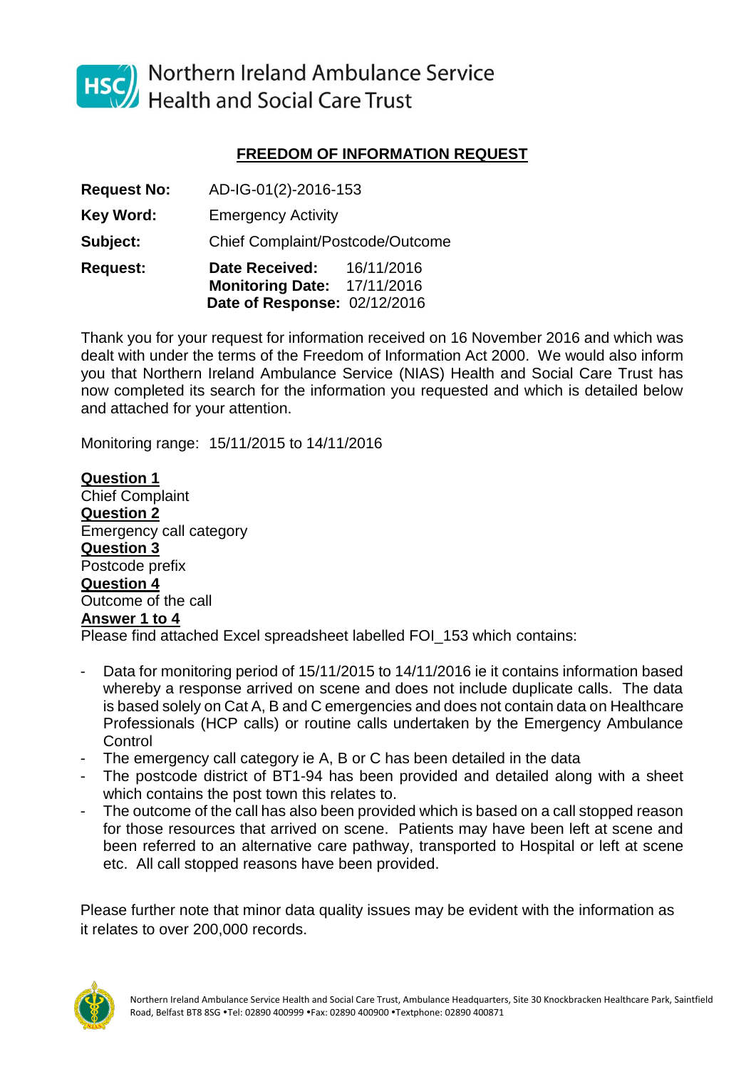Northern Ireland Ambulance Service
Health and Social Care Trust

## FREEDOM OF INFORMATION REQUEST

**Request No:** AD-IG-01(2)-2016-153

**Key Word:** Emergency Activity

**Subject:** Chief Complaint/Postcode/Outcome

**Request:** **Date Received:** 16/11/2016
**Monitoring Date:** 17/11/2016
**Date of Response:** 02/12/2016

Thank you for your request for information received on 16 November 2016 and which was dealt with under the terms of the Freedom of Information Act 2000. We would also inform you that Northern Ireland Ambulance Service (NIAS) Health and Social Care Trust has now completed its search for the information you requested and which is detailed below and attached for your attention.

Monitoring range: 15/11/2015 to 14/11/2016

**Question 1**
Chief Complaint

**Question 2**
Emergency call category

**Question 3**
Postcode prefix

**Question 4**
Outcome of the call

**Answer 1 to 4**
Please find attached Excel spreadsheet labelled FOI_153 which contains:

- Data for monitoring period of 15/11/2015 to 14/11/2016 ie it contains information based whereby a response arrived on scene and does not include duplicate calls. The data is based solely on Cat A, B and C emergencies and does not contain data on Healthcare Professionals (HCP calls) or routine calls undertaken by the Emergency Ambulance Control
- The emergency call category ie A, B or C has been detailed in the data
- The postcode district of BT1-94 has been provided and detailed along with a sheet which contains the post town this relates to.
- The outcome of the call has also been provided which is based on a call stopped reason for those resources that arrived on scene. Patients may have been left at scene and been referred to an alternative care pathway, transported to Hospital or left at scene etc. All call stopped reasons have been provided.

Please further note that minor data quality issues may be evident with the information as it relates to over 200,000 records.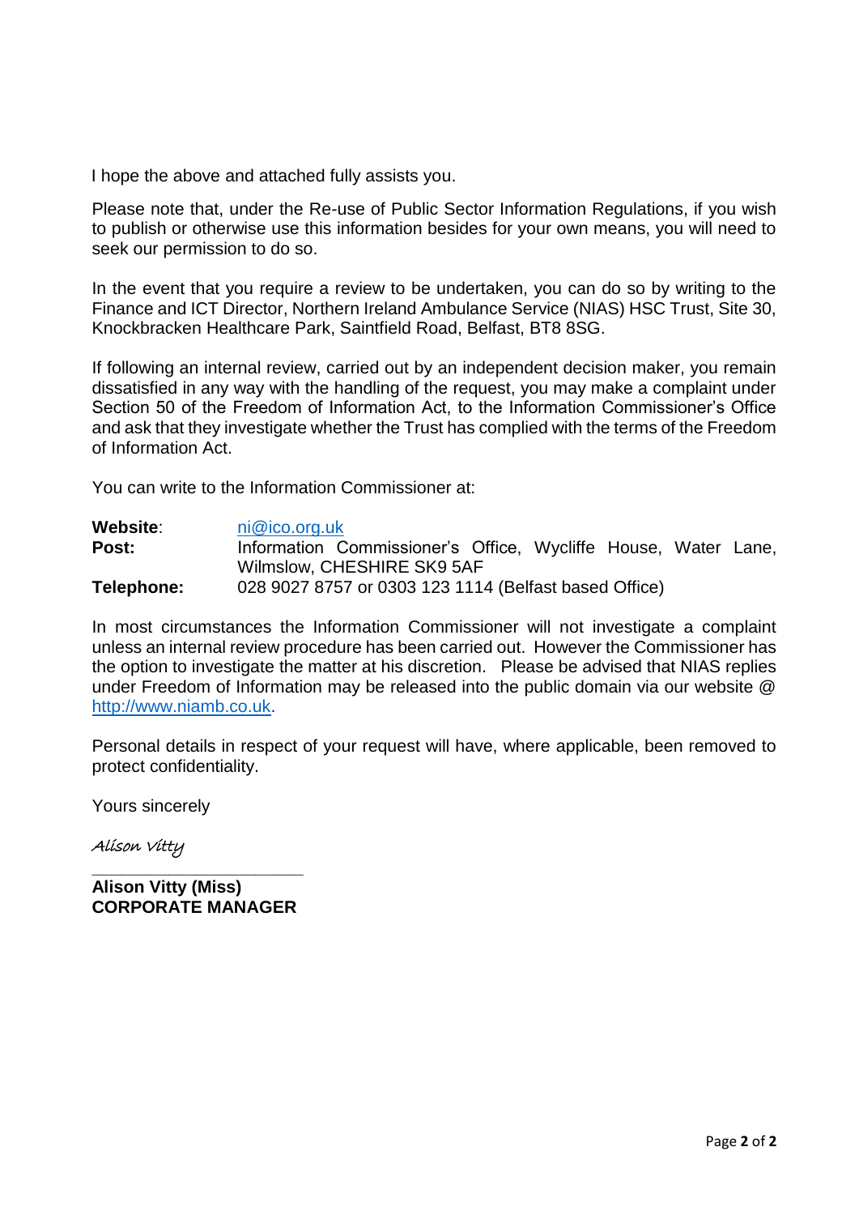I hope the above and attached fully assists you.

Please note that, under the Re-use of Public Sector Information Regulations, if you wish to publish or otherwise use this information besides for your own means, you will need to seek our permission to do so.

In the event that you require a review to be undertaken, you can do so by writing to the Finance and ICT Director, Northern Ireland Ambulance Service (NIAS) HSC Trust, Site 30, Knockbracken Healthcare Park, Saintfield Road, Belfast, BT8 8SG.

If following an internal review, carried out by an independent decision maker, you remain dissatisfied in any way with the handling of the request, you may make a complaint under Section 50 of the Freedom of Information Act, to the Information Commissioner's Office and ask that they investigate whether the Trust has complied with the terms of the Freedom of Information Act.

You can write to the Information Commissioner at:

| | |
|---|---|
| **Website**: | ni@ico.org.uk |
| **Post:** | Information Commissioner's Office, Wycliffe House, Water Lane, Wilmslow, CHESHIRE SK9 5AF |
| **Telephone:** | 028 9027 8757 or 0303 123 1114 (Belfast based Office) |

In most circumstances the Information Commissioner will not investigate a complaint unless an internal review procedure has been carried out. However the Commissioner has the option to investigate the matter at his discretion. Please be advised that NIAS replies under Freedom of Information may be released into the public domain via our website @ http://www.niamb.co.uk.

Personal details in respect of your request will have, where applicable, been removed to protect confidentiality.

Yours sincerely

*Alison Vitty*

**Alison Vitty (Miss)**
**CORPORATE MANAGER**